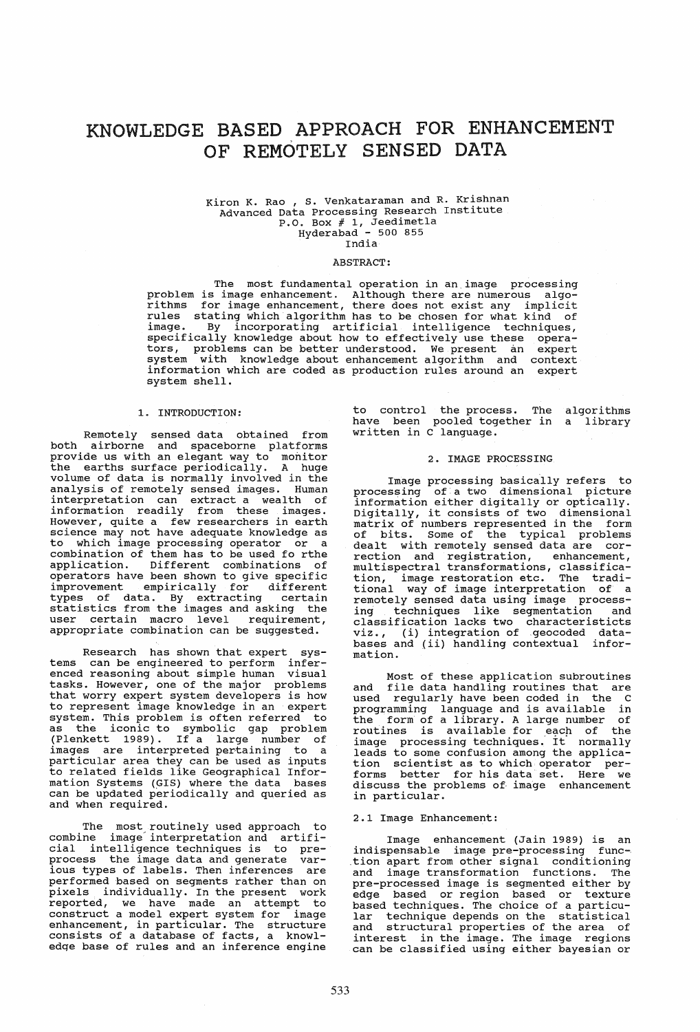# KNOWLEDGE BASED APPROACH FOR ENHANCEMENT OF REMOTELY SENSED DATA

Kiron K. Rao , S. Venkataraman and R. Krishnan
Advanced Data Processing Research Institute
P.O. Box # 1, Jeedimetla
Hyderabad - 500 855
India

ABSTRACT:

The most fundamental operation in an image processing problem is image enhancement. Although there are numerous algorithms for image enhancement, there does not exist any implicit rules stating which algorithm has to be chosen for what kind of image. By incorporating artificial intelligence techniques, specifically knowledge about how to effectively use these operators, problems can be better understood. We present an expert system with knowledge about enhancement algorithm and context information which are coded as production rules around an expert system shell.

## 1. INTRODUCTION:

Remotely sensed data obtained from both airborne and spaceborne platforms provide us with an elegant way to monitor the earths surface periodically. A huge volume of data is normally involved in the analysis of remotely sensed images. Human interpretation can extract a wealth of information readily from these images. However, quite a few researchers in earth science may not have adequate knowledge as to which image processing operator or a combination of them has to be used fo rthe application. Different combinations of operators have been shown to give specific improvement empirically for different types of data. By extracting certain statistics from the images and asking the user certain macro level requirement, appropriate combination can be suggested.

Research has shown that expert systems can be engineered to perform inferenced reasoning about simple human visual tasks. However, one of the major problems that worry expert system developers is how to represent image knowledge in an expert system. This problem is often referred to as the iconic to symbolic gap problem (Plenkett 1989). If a large number of images are interpreted pertaining to a particular area they can be used as inputs to related fields like Geographical Information Systems (GIS) where the data bases can be updated periodically and queried as and when required.

The most routinely used approach to combine image interpretation and artificial intelligence techniques is to preprocess the image data and generate various types of labels. Then inferences are performed based on segments rather than on pixels individually. In the present work reported, we have made an attempt to construct a model expert system for image enhancement, in particular. The structure consists of a database of facts, a knowledge base of rules and an inference engine to control the process. The algorithms have been pooled together in a library written in C language.

## 2. IMAGE PROCESSING

Image processing basically refers to processing of a two dimensional picture information either digitally or optically. Digitally, it consists of two dimensional matrix of numbers represented in the form of bits. Some of the typical problems dealt with remotely sensed data are correction and registration, enhancement, multispectral transformations, classification, image restoration etc. The traditional way of image interpretation of a remotely sensed data using image processing techniques like segmentation and classification lacks two characteristcts viz., (i) integration of geocoded databases and (ii) handling contextual information.

Most of these application subroutines and file data handling routines that are used regularly have been coded in the C programming language and is available in the form of a library. A large number of routines is available for each of the image processing techniques. It normally leads to some confusion among the application scientist as to which operator performs better for his data set. Here we discuss the problems of image enhancement in particular.

### 2.1 Image Enhancement:

Image enhancement (Jain 1989) is an indispensable image pre-processing function apart from other signal conditioning and image transformation functions. The pre-processed image is segmented either by edge based or region based or texture based techniques. The choice of a particular technique depends on the statistical and structural properties of the area of interest in the image. The image regions can be classified using either bayesian or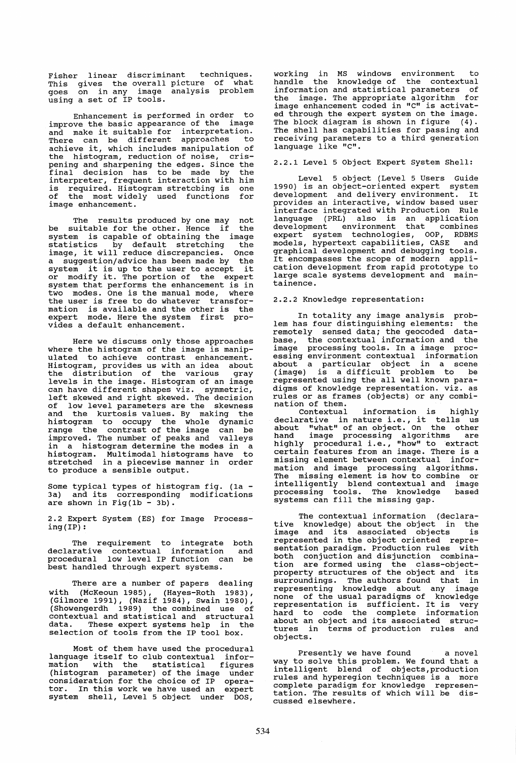Fisher linear discriminant techniques. This gives the overall picture of what goes on in any image analysis problem using a set of IP tools.

Enhancement is performed in order to improve the basic appearance of the image and make it suitable for interpretation. There can be different approaches to achieve it, which includes manipulation of the histogram, reduction of noise, crispening and sharpening the edges. Since the final decision has to be made by the interpreter, frequent interaction with him is required. Histogram stretcbing is one of the most widely used functions for image enhancement.

The results produced by one may not be suitable for the other. Hence if the system is capable of obtaining the image statistics by default stretching the image, it will reduce discrepancies. Once a suggestion/advice has been made by the system it is up to the user to accept it or modify it. The portion of the expert system that performs the enhancement is in two modes. One is the manual mode, where the user is free to do whatever transformation is available and the other is the expert mode. Here the system first provides a default enhancement.

Here we discuss only those approaches where the histogram of the image is manipulated to achieve contrast enhancement. Histogram, provides us with an idea about the distribution of the various gray levels in the image. Histogram of an image can have different shapes viz. symmetric, left skewed and right skewed. The decision of low level parameters are the skewness and the kurtosis values. By making the histogram to occupy the whole dynamic range the contrast of the image can be improved. The number of peaks and valleys in a histogram determine the modes in a histogram. Multimodal histograms have to stretched in a piecewise manner in order to produce a sensible output.

Some typical types of histogram fig. (1a - 3a) and its corresponding modifications are shown in Fig(1b - 3b).

## 2.2 Expert System (ES) for Image Processing(IP):

The requirement to integrate both declarative contextual information and procedural low level IP function can be best handled through expert systems.

There are a number of papers dealing with (McKeoun 1985), (Hayes-Roth 1983), (Gilmore 1991), (Nazif 1984), Swain 1980), (Showengerdh 1989) the combined use of contextual and statistical and structural data. These expert systems help in the selection of tools from the IP tool box.

Most of them have used the procedural language itself to club contextual information with the statistical figures (histogram parameter) of the image under consideration for the choice of IP operator. In this work we have used an expert system shell, Level 5 object under DOS, working in MS windows environment to handle the knowledge of the contextual information and statistical parameters of the image. The appropriate algorithm for image enhancement coded in "C" is activated through the expert system on the image. The block diagram is shown in figure (4). The shell has capabilities for passing and receiving parameters to a third generation language like "C".

### 2.2.1 Level 5 Object Expert System Shell:

Level 5 object (Level 5 Users Guide 1990) is an object-oriented expert system development and delivery environment. It provides an interactive, window based user interface integrated with Production Rule language (PRL) also is an application development environment that combines expert system technologies, OOP, RDBMS models, hypertext capabilities, CASE and graphical development and debugging tools. It encompasses the scope of modern application development from rapid prototype to large scale systems development and maintainence.

### 2.2.2 Knowledge representation:

In totality any image analysis problem has four distinguishing elements: the remotely sensed data; the geocoded database, the contextual information and the image processing tools. In a image processing environment contextual information about a particular object in a scene (image) is a difficult problem to be represented using the all well known paradigms of knowledge representation. viz. as rules or as frames (objects) or any combination of them.

Contextual information is highly declarative in nature i.e., it tells us about "what" of an object. On the other hand image processing algorithms are highly procedural i.e., "how" to extract certain features from an image. There is a missing element between contextual information and image processing algorithms. The missing element is how to combine or intelligently blend contextual and image processing tools. The knowledge based systems can fill the missing gap.

The contextual information (declarative knowledge) about the object in the image and its associated objects is represented in the object oriented representation paradigm. Production rules with both conjuction and disjunction combination are formed using the class-object-property structures of the object and its surroundings. The authors found that in representing knowledge about any image none of the usual paradigms of knowledge representation is sufficient. It is very hard to code the complete information about an object and its associated structures in terms of production rules and objects.

Presently we have found a novel way to solve this problem. We found that a intelligent blend of objects,production rules and hyperegion techniques is a more complete paradigm for knowledge representation. The results of which will be discussed elsewhere.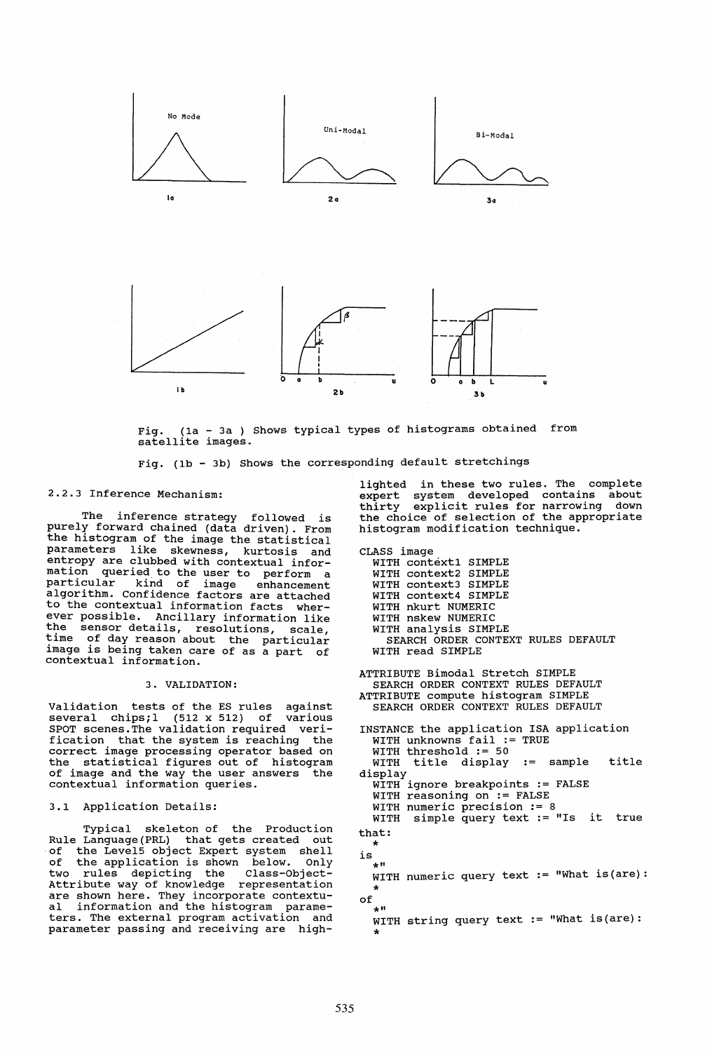Fig. (1a - 3a ) Shows typical types of histograms obtained from satellite images.

Fig. (1b - 3b) Shows the corresponding default stretchings

2.2.3 Inference Mechanism:

The inference strategy followed is purely forward chained (data driven). From the histogram of the image the statistical parameters like skewness, kurtosis and entropy are clubbed with contextual information queried to the user to perform a particular kind of image enhancement algorithm. Confidence factors are attached to the contextual information facts wherever possible. Ancillary information like the sensor details, resolutions, scale, time of day reason about the particular image is being taken care of as a part of contextual information.

## 3. VALIDATION:

Validation tests of the ES rules against several chips;1 (512 x 512) of various SPOT scenes.The validation required verification that the system is reaching the correct image processing operator based on the statistical figures out of histogram of image and the way the user answers the contextual information queries.

### 3.1 Application Details:

Typical skeleton of the Production Rule Language(PRL) that gets created out of the Level5 object Expert system shell of the application is shown below. Only two rules depicting the Class-Object-Attribute way of knowledge representation are shown here. They incorporate contextual information and the histogram parameters. The external program activation and parameter passing and receiving are highlighted in these two rules. The complete expert system developed contains about thirty explicit rules for narrowing down the choice of selection of the appropriate histogram modification technique.

```
CLASS image
  WITH context1 SIMPLE
  WITH context2 SIMPLE
  WITH context3 SIMPLE
  WITH context4 SIMPLE
  WITH nkurt NUMERIC
  WITH nskew NUMERIC
  WITH analysis SIMPLE
    SEARCH ORDER CONTEXT RULES DEFAULT
  WITH read SIMPLE

ATTRIBUTE Bimodal Stretch SIMPLE
  SEARCH ORDER CONTEXT RULES DEFAULT
ATTRIBUTE compute histogram SIMPLE
  SEARCH ORDER CONTEXT RULES DEFAULT

INSTANCE the application ISA application
  WITH unknowns fail := TRUE
  WITH threshold := 50
  WITH title display := sample title
display
  WITH ignore breakpoints := FALSE
  WITH reasoning on := FALSE
  WITH numeric precision := 8
  WITH simple query text := "Is it true
that:
  *
is
  *"
  WITH numeric query text := "What is(are):
  *
of
  *"
  WITH string query text := "What is(are):
  *
```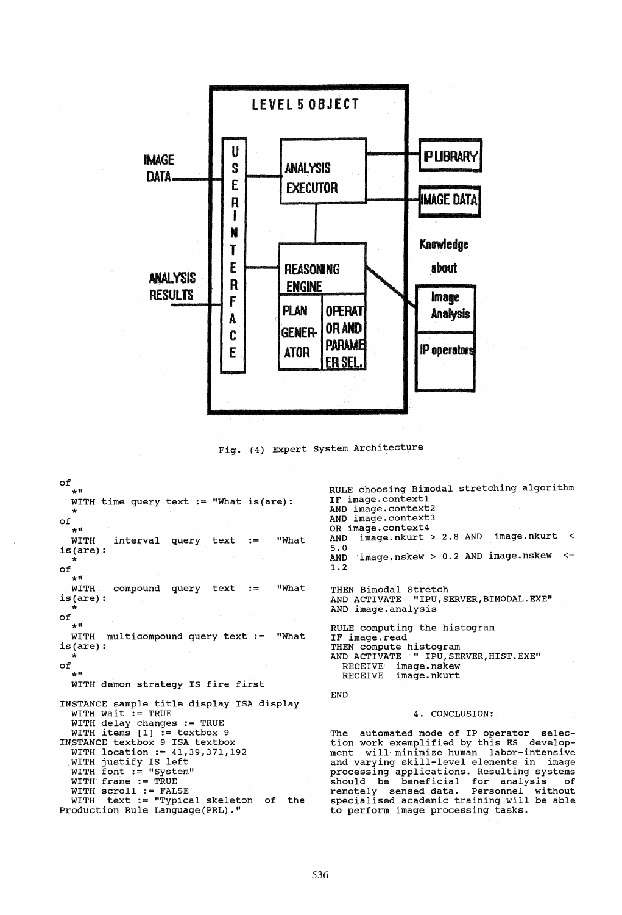Fig. (4) Expert System Architecture

```
of
  *"
  WITH time query text := "What is(are):
  *
of
  *"
  WITH   interval  query  text  :=    "What
is(are):
  *
of
  *"
  WITH   compound  query  text  :=    "What
is(are):
  *
of
  *"
  WITH  multicompound query text :=  "What
is(are):
  *
of
  *"
  WITH demon strategy IS fire first

INSTANCE sample title display ISA display
  WITH wait := TRUE
  WITH delay changes := TRUE
  WITH items [1] := textbox 9
INSTANCE textbox 9 ISA textbox
  WITH location := 41,39,371,192
  WITH justify IS left
  WITH font := "System"
  WITH frame := TRUE
  WITH scroll := FALSE
  WITH  text := "Typical skeleton  of  the
Production Rule Language(PRL)."
```

```
RULE choosing Bimodal stretching algorithm
IF image.context1
AND image.context2
AND image.context3
OR image.context4
AND  image.nkurt > 2.8 AND  image.nkurt  <
5.0
AND  image.nskew > 0.2 AND image.nskew   <=
1.2

THEN Bimodal Stretch
AND ACTIVATE  "IPU,SERVER,BIMODAL.EXE"
AND image.analysis

RULE computing the histogram
IF image.read
THEN compute histogram
AND ACTIVATE  " IPU,SERVER,HIST.EXE"
  RECEIVE  image.nskew
  RECEIVE  image.nkurt

END
```

## 4. CONCLUSION:

The automated mode of IP operator selection work exemplified by this ES development will minimize human labor-intensive and varying skill-level elements in image processing applications. Resulting systems should be beneficial for analysis of remotely sensed data. Personnel without specialised academic training will be able to perform image processing tasks.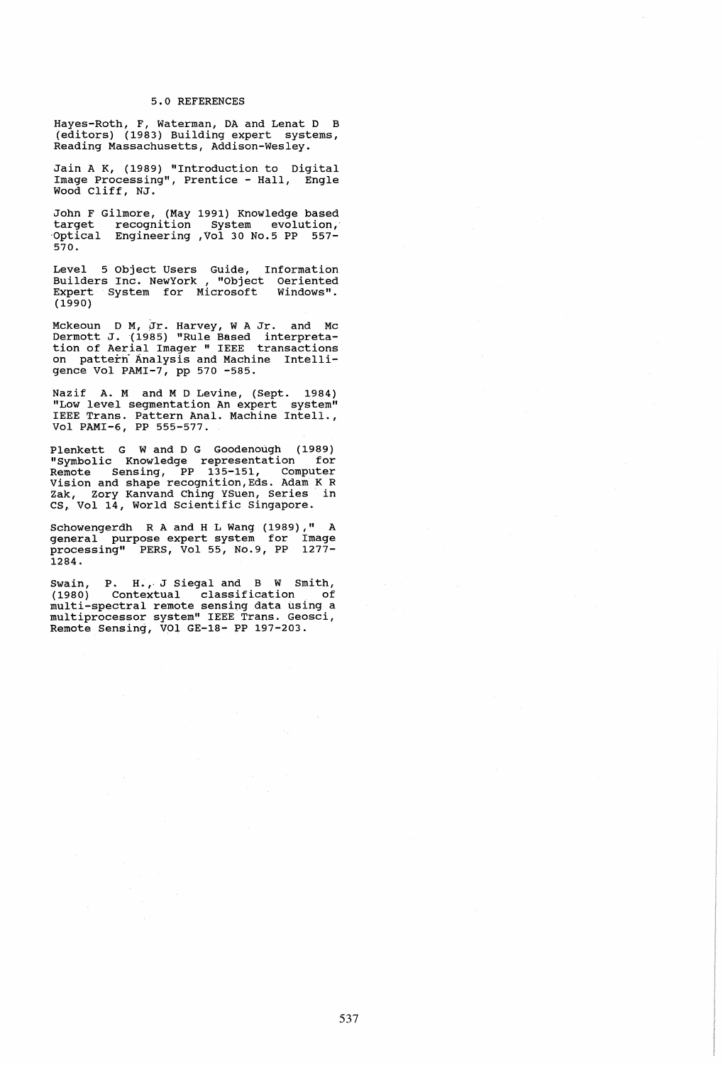## 5.0 REFERENCES

Hayes-Roth, F, Waterman, DA and Lenat D B (editors) (1983) Building expert systems, Reading Massachusetts, Addison-Wesley.

Jain A K, (1989) "Introduction to Digital Image Processing", Prentice - Hall, Engle Wood Cliff, NJ.

John F Gilmore, (May 1991) Knowledge based target recognition System evolution, Optical Engineering ,Vol 30 No.5 PP 557-570.

Level 5 Object Users Guide, Information Builders Inc. NewYork , "Object Oeriented Expert System for Microsoft Windows". (1990)

Mckeoun D M, Jr. Harvey, W A Jr. and Mc Dermott J. (1985) "Rule Based interpretation of Aerial Imager " IEEE transactions on pattern Analysis and Machine Intelligence Vol PAMI-7, pp 570 -585.

Nazif A. M and M D Levine, (Sept. 1984) "Low level segmentation An expert system" IEEE Trans. Pattern Anal. Machine Intell., Vol PAMI-6, PP 555-577.

Plenkett G W and D G Goodenough (1989) "Symbolic Knowledge representation for Remote Sensing, PP 135-151, Computer Vision and shape recognition,Eds. Adam K R Zak, Zory Kanvand Ching YSuen, Series in CS, Vol 14, World Scientific Singapore.

Schowengerdh R A and H L Wang (1989)," A general purpose expert system for Image processing" PERS, Vol 55, No.9, PP 1277-1284.

Swain, P. H., J Siegal and B W Smith, (1980) Contextual classification of multi-spectral remote sensing data using a multiprocessor system" IEEE Trans. Geosci, Remote Sensing, VOl GE-18- PP 197-203.